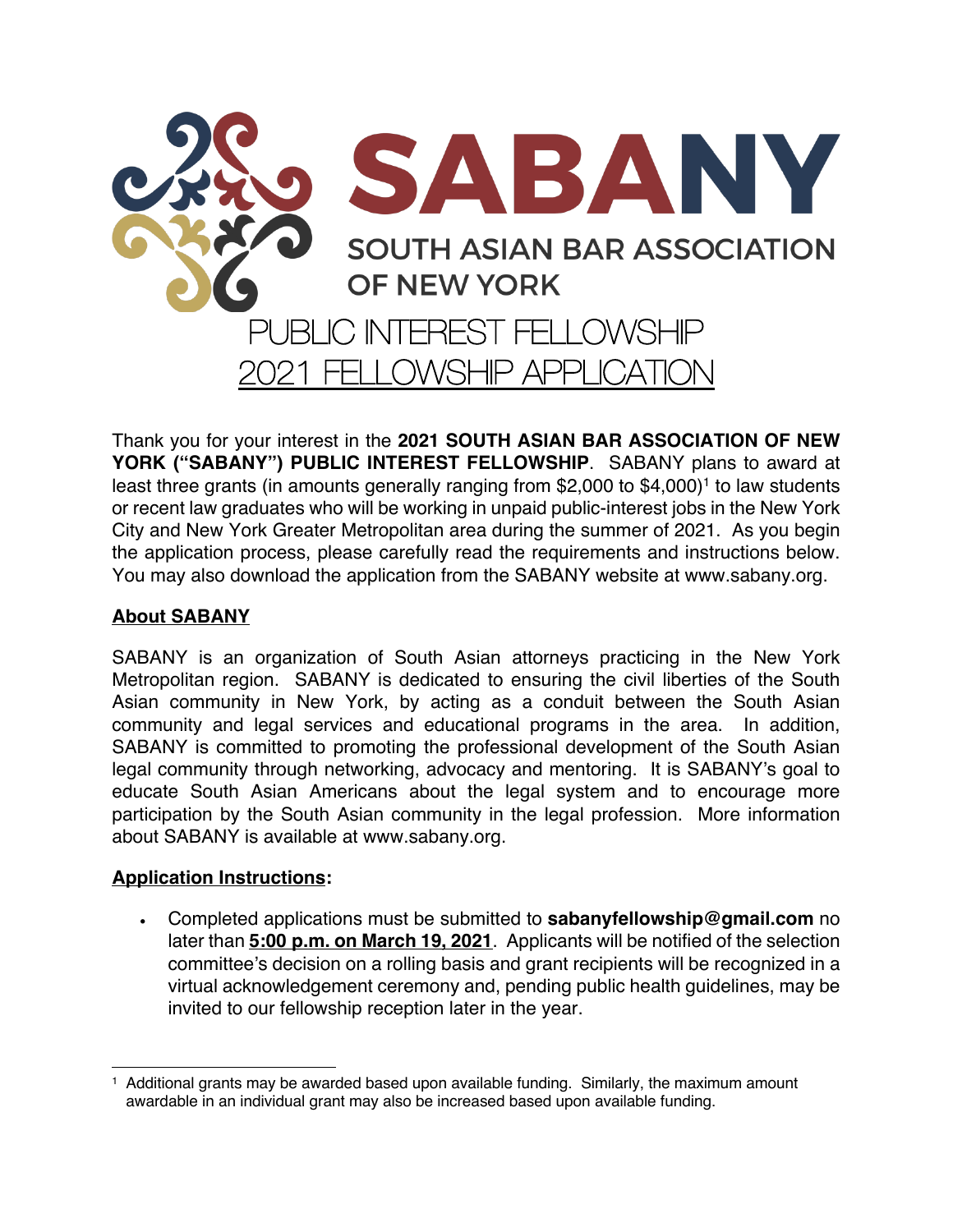# SABANY

SOUTH ASIAN BAR ASSOCIATION OF NEW YORK

## PUBLIC INTEREST FELLOWSHIP

## 2021 FELLOWSHIP APPLICATION

Thank you for your interest in the **2021 SOUTH ASIAN BAR ASSOCIATION OF NEW YORK ("SABANY") PUBLIC INTEREST FELLOWSHIP**. SABANY plans to award at least three grants (in amounts generally ranging from $2,000 to $4,000)[1] to law students or recent law graduates who will be working in unpaid public-interest jobs in the New York City and New York Greater Metropolitan area during the summer of 2021. As you begin the application process, please carefully read the requirements and instructions below. You may also download the application from the SABANY website at www.sabany.org.

### About SABANY

SABANY is an organization of South Asian attorneys practicing in the New York Metropolitan region. SABANY is dedicated to ensuring the civil liberties of the South Asian community in New York, by acting as a conduit between the South Asian community and legal services and educational programs in the area. In addition, SABANY is committed to promoting the professional development of the South Asian legal community through networking, advocacy and mentoring. It is SABANY's goal to educate South Asian Americans about the legal system and to encourage more participation by the South Asian community in the legal profession. More information about SABANY is available at www.sabany.org.

### Application Instructions:

- Completed applications must be submitted to **sabanyfellowship@gmail.com** no later than **5:00 p.m. on March 19, 2021**. Applicants will be notified of the selection committee's decision on a rolling basis and grant recipients will be recognized in a virtual acknowledgement ceremony and, pending public health guidelines, may be invited to our fellowship reception later in the year.

---

[1] Additional grants may be awarded based upon available funding. Similarly, the maximum amount awardable in an individual grant may also be increased based upon available funding.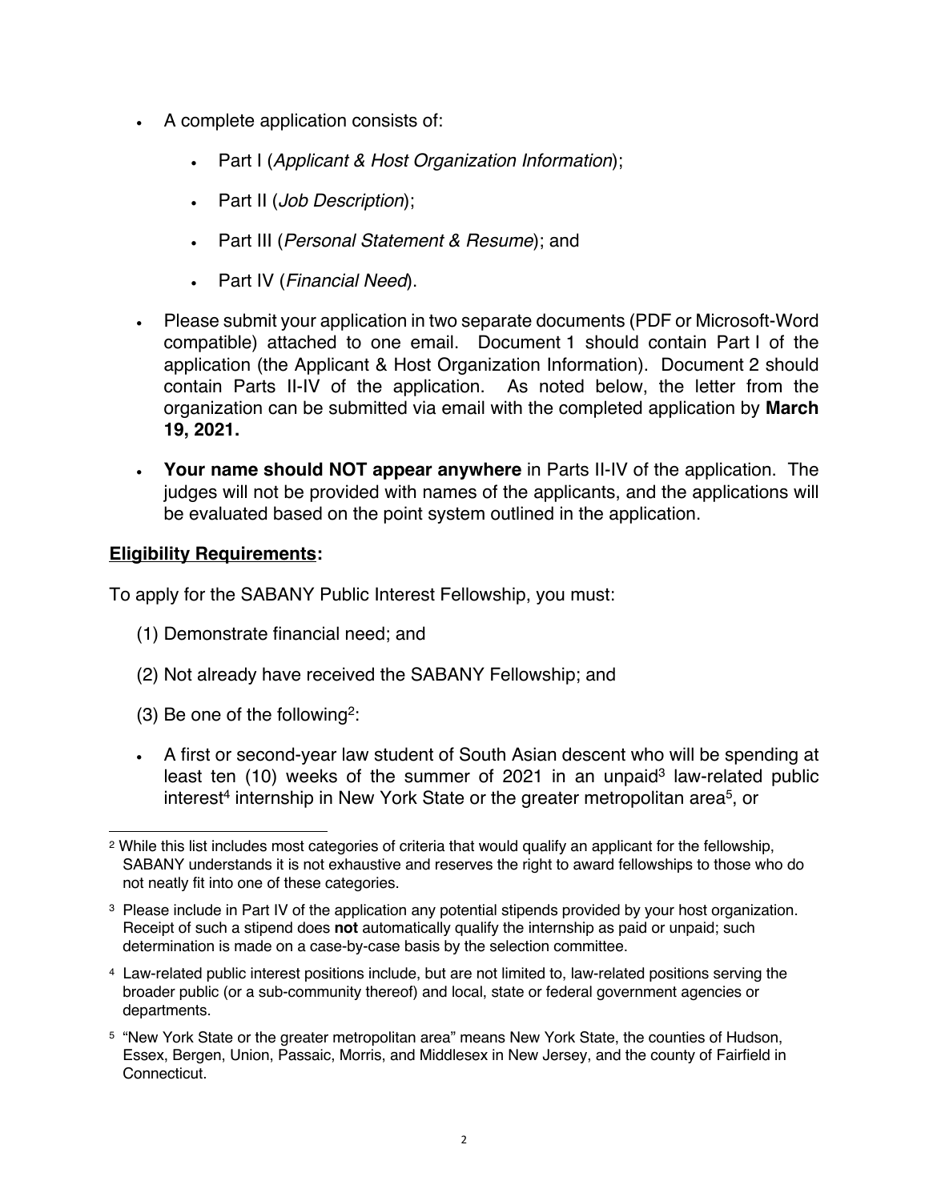- A complete application consists of:
  - Part I (*Applicant & Host Organization Information*);
  - Part II (*Job Description*);
  - Part III (*Personal Statement & Resume*); and
  - Part IV (*Financial Need*).
- Please submit your application in two separate documents (PDF or Microsoft-Word compatible) attached to one email. Document 1 should contain Part I of the application (the Applicant & Host Organization Information). Document 2 should contain Parts II-IV of the application. As noted below, the letter from the organization can be submitted via email with the completed application by **March 19, 2021.**
- **Your name should NOT appear anywhere** in Parts II-IV of the application. The judges will not be provided with names of the applicants, and the applications will be evaluated based on the point system outlined in the application.

## <u>Eligibility Requirements</u>:

To apply for the SABANY Public Interest Fellowship, you must:

(1) Demonstrate financial need; and

(2) Not already have received the SABANY Fellowship; and

(3) Be one of the following[2]:

- A first or second-year law student of South Asian descent who will be spending at least ten (10) weeks of the summer of 2021 in an unpaid[3] law-related public interest[4] internship in New York State or the greater metropolitan area[5], or

---

[2] While this list includes most categories of criteria that would qualify an applicant for the fellowship, SABANY understands it is not exhaustive and reserves the right to award fellowships to those who do not neatly fit into one of these categories.

[3] Please include in Part IV of the application any potential stipends provided by your host organization. Receipt of such a stipend does **not** automatically qualify the internship as paid or unpaid; such determination is made on a case-by-case basis by the selection committee.

[4] Law-related public interest positions include, but are not limited to, law-related positions serving the broader public (or a sub-community thereof) and local, state or federal government agencies or departments.

[5] "New York State or the greater metropolitan area" means New York State, the counties of Hudson, Essex, Bergen, Union, Passaic, Morris, and Middlesex in New Jersey, and the county of Fairfield in Connecticut.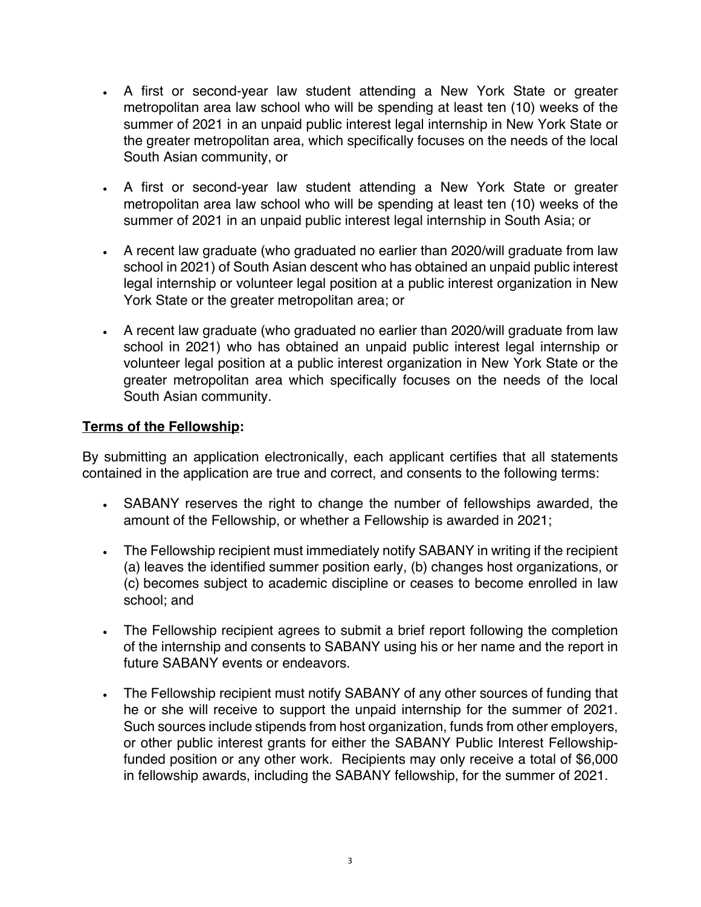- A first or second-year law student attending a New York State or greater metropolitan area law school who will be spending at least ten (10) weeks of the summer of 2021 in an unpaid public interest legal internship in New York State or the greater metropolitan area, which specifically focuses on the needs of the local South Asian community, or

- A first or second-year law student attending a New York State or greater metropolitan area law school who will be spending at least ten (10) weeks of the summer of 2021 in an unpaid public interest legal internship in South Asia; or

- A recent law graduate (who graduated no earlier than 2020/will graduate from law school in 2021) of South Asian descent who has obtained an unpaid public interest legal internship or volunteer legal position at a public interest organization in New York State or the greater metropolitan area; or

- A recent law graduate (who graduated no earlier than 2020/will graduate from law school in 2021) who has obtained an unpaid public interest legal internship or volunteer legal position at a public interest organization in New York State or the greater metropolitan area which specifically focuses on the needs of the local South Asian community.

**Terms of the Fellowship:**

By submitting an application electronically, each applicant certifies that all statements contained in the application are true and correct, and consents to the following terms:

- SABANY reserves the right to change the number of fellowships awarded, the amount of the Fellowship, or whether a Fellowship is awarded in 2021;

- The Fellowship recipient must immediately notify SABANY in writing if the recipient (a) leaves the identified summer position early, (b) changes host organizations, or (c) becomes subject to academic discipline or ceases to become enrolled in law school; and

- The Fellowship recipient agrees to submit a brief report following the completion of the internship and consents to SABANY using his or her name and the report in future SABANY events or endeavors.

- The Fellowship recipient must notify SABANY of any other sources of funding that he or she will receive to support the unpaid internship for the summer of 2021. Such sources include stipends from host organization, funds from other employers, or other public interest grants for either the SABANY Public Interest Fellowship-funded position or any other work. Recipients may only receive a total of $6,000 in fellowship awards, including the SABANY fellowship, for the summer of 2021.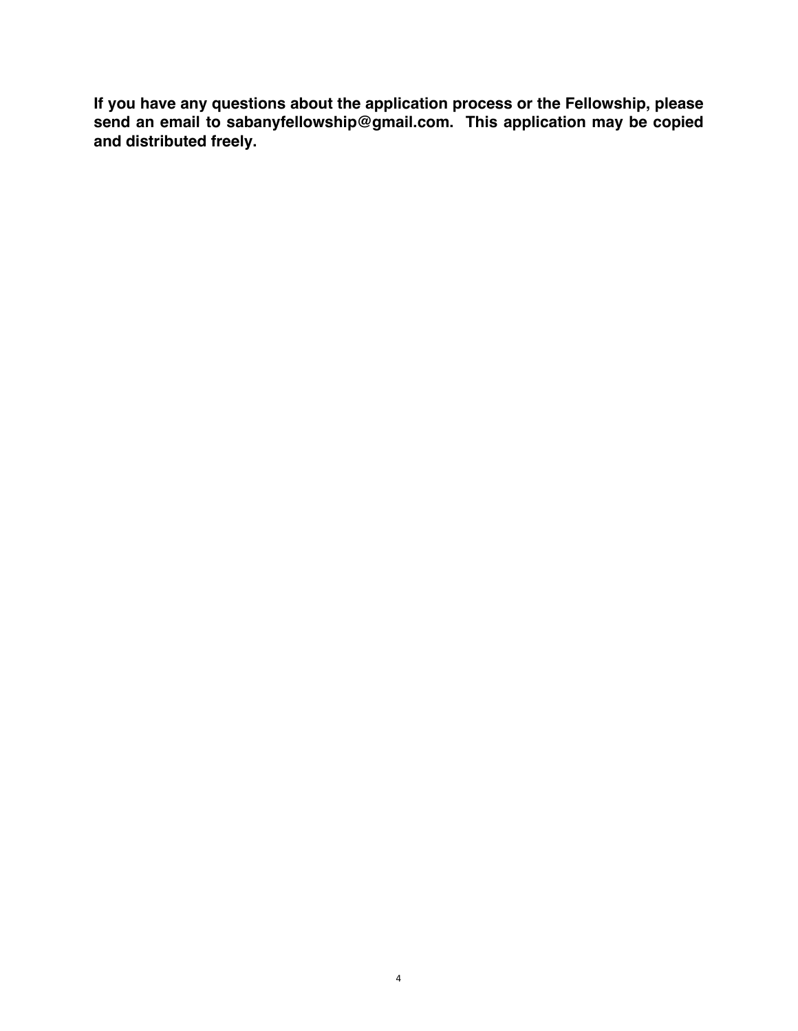**If you have any questions about the application process or the Fellowship, please send an email to sabanyfellowship@gmail.com. This application may be copied and distributed freely.**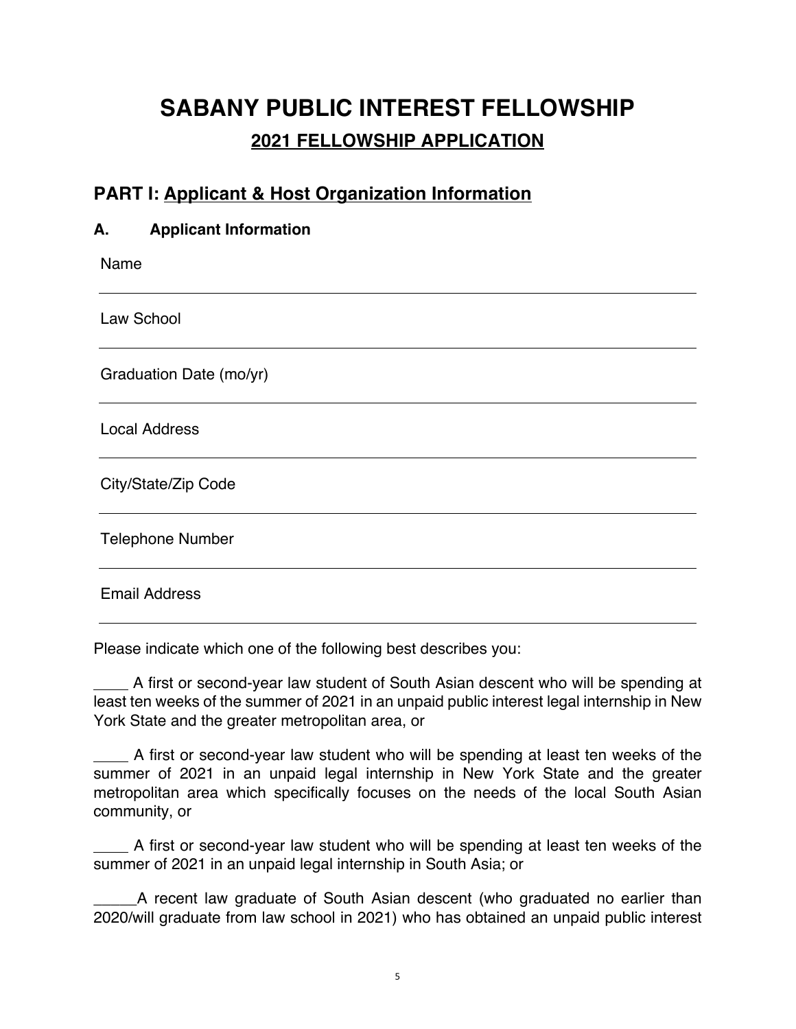# SABANY PUBLIC INTEREST FELLOWSHIP

## 2021 FELLOWSHIP APPLICATION

## PART I: Applicant & Host Organization Information

### A. Applicant Information

Name

______________________________________________

Law School

______________________________________________

Graduation Date (mo/yr)

______________________________________________

Local Address

______________________________________________

City/State/Zip Code

______________________________________________

Telephone Number

______________________________________________

Email Address

______________________________________________

Please indicate which one of the following best describes you:

____ A first or second-year law student of South Asian descent who will be spending at least ten weeks of the summer of 2021 in an unpaid public interest legal internship in New York State and the greater metropolitan area, or

____ A first or second-year law student who will be spending at least ten weeks of the summer of 2021 in an unpaid legal internship in New York State and the greater metropolitan area which specifically focuses on the needs of the local South Asian community, or

____ A first or second-year law student who will be spending at least ten weeks of the summer of 2021 in an unpaid legal internship in South Asia; or

_____A recent law graduate of South Asian descent (who graduated no earlier than 2020/will graduate from law school in 2021) who has obtained an unpaid public interest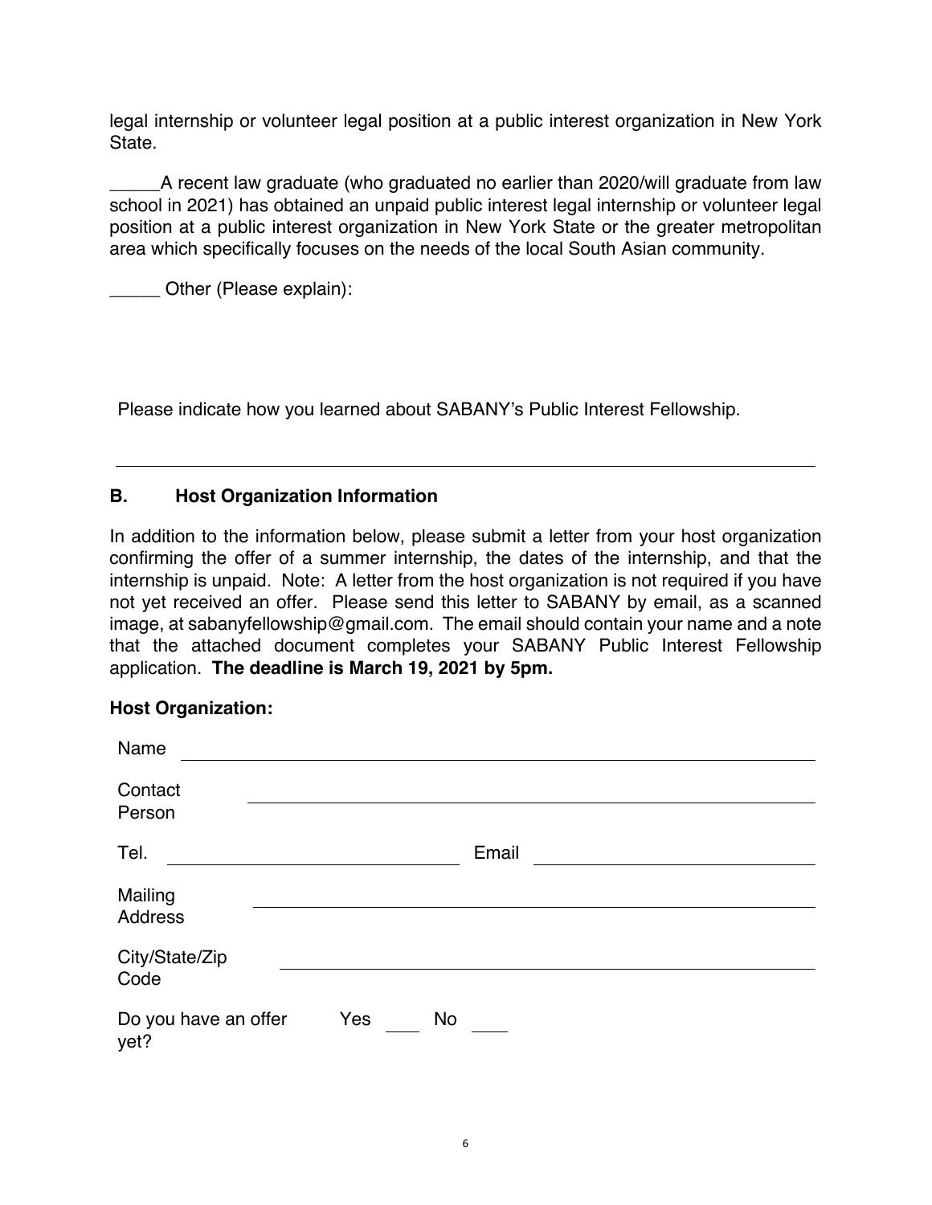legal internship or volunteer legal position at a public interest organization in New York State.

_____A recent law graduate (who graduated no earlier than 2020/will graduate from law school in 2021) has obtained an unpaid public interest legal internship or volunteer legal position at a public interest organization in New York State or the greater metropolitan area which specifically focuses on the needs of the local South Asian community.

_____ Other (Please explain):

Please indicate how you learned about SABANY's Public Interest Fellowship.

______________________________________________________________

## B. Host Organization Information

In addition to the information below, please submit a letter from your host organization confirming the offer of a summer internship, the dates of the internship, and that the internship is unpaid. Note: A letter from the host organization is not required if you have not yet received an offer. Please send this letter to SABANY by email, as a scanned image, at sabanyfellowship@gmail.com. The email should contain your name and a note that the attached document completes your SABANY Public Interest Fellowship application. **The deadline is March 19, 2021 by 5pm.**

**Host Organization:**

Name ______________________________________________________________

Contact Person ______________________________________________________________

Tel. ____________________________ Email ____________________________

Mailing Address ______________________________________________________________

City/State/Zip Code ______________________________________________________________

Do you have an offer yet? Yes ____ No ____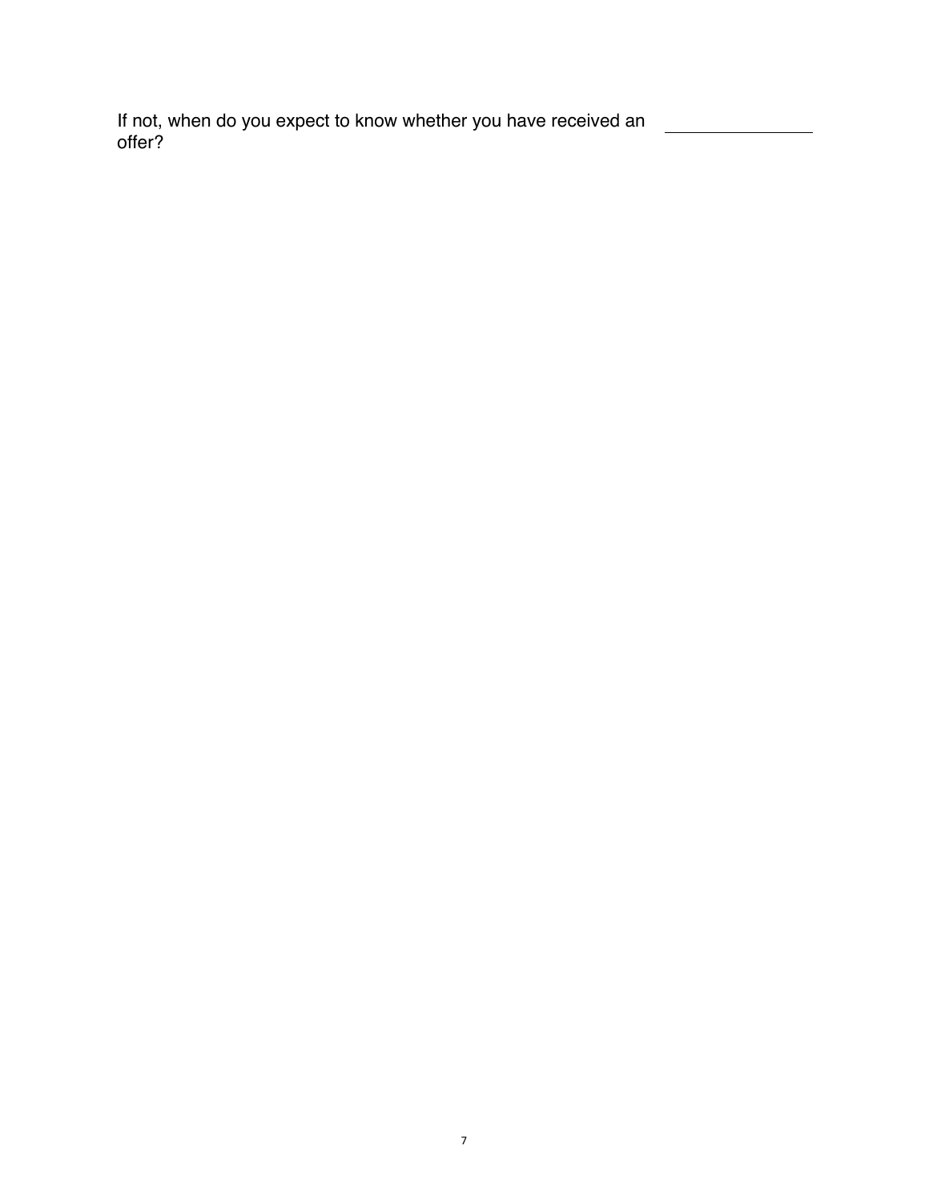If not, when do you expect to know whether you have received an offer? \_\_\_\_\_\_\_\_\_\_\_\_\_\_\_\_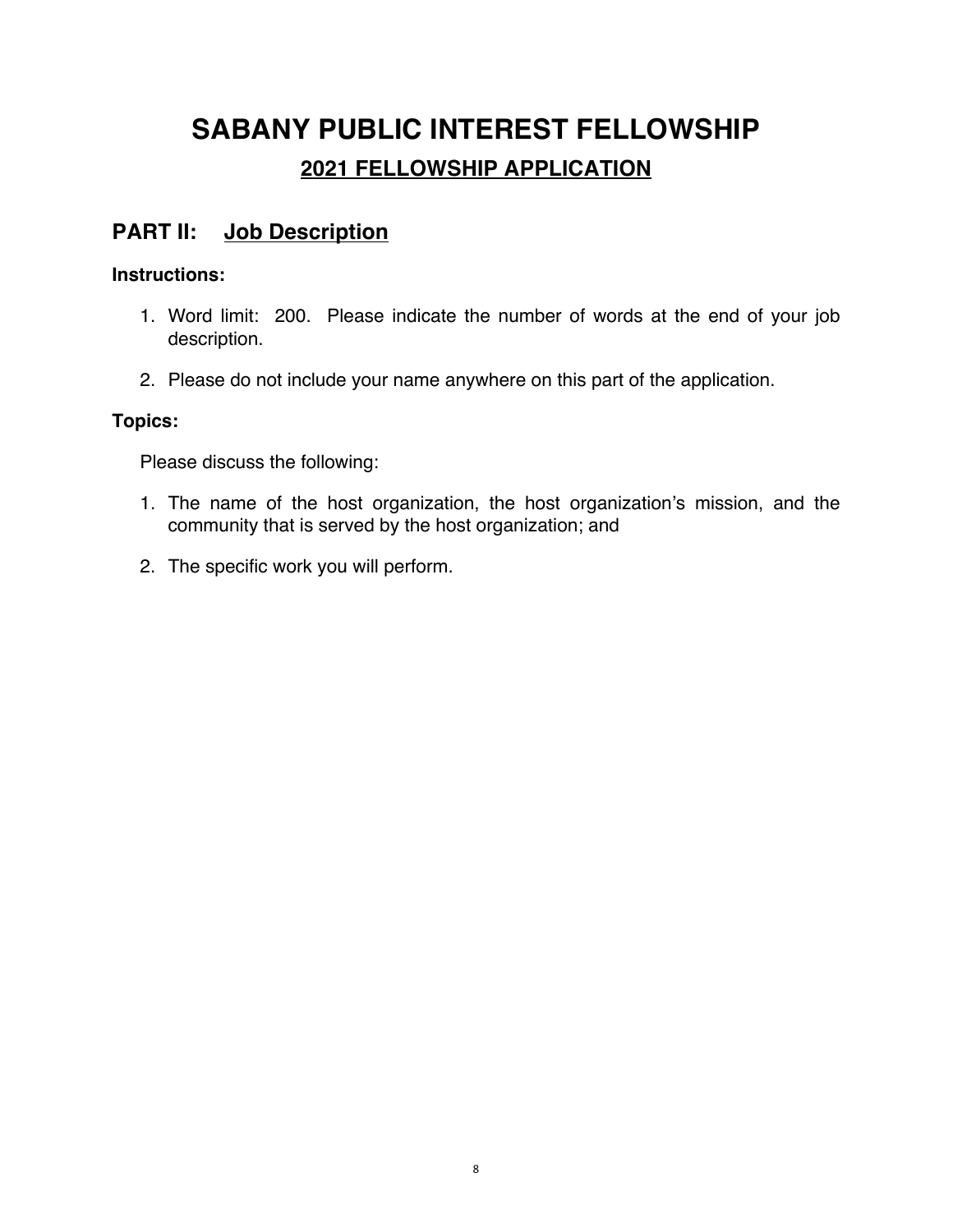# SABANY PUBLIC INTEREST FELLOWSHIP

## 2021 FELLOWSHIP APPLICATION

## PART II: Job Description

**Instructions:**

1. Word limit: 200. Please indicate the number of words at the end of your job description.

2. Please do not include your name anywhere on this part of the application.

**Topics:**

Please discuss the following:

1. The name of the host organization, the host organization's mission, and the community that is served by the host organization; and

2. The specific work you will perform.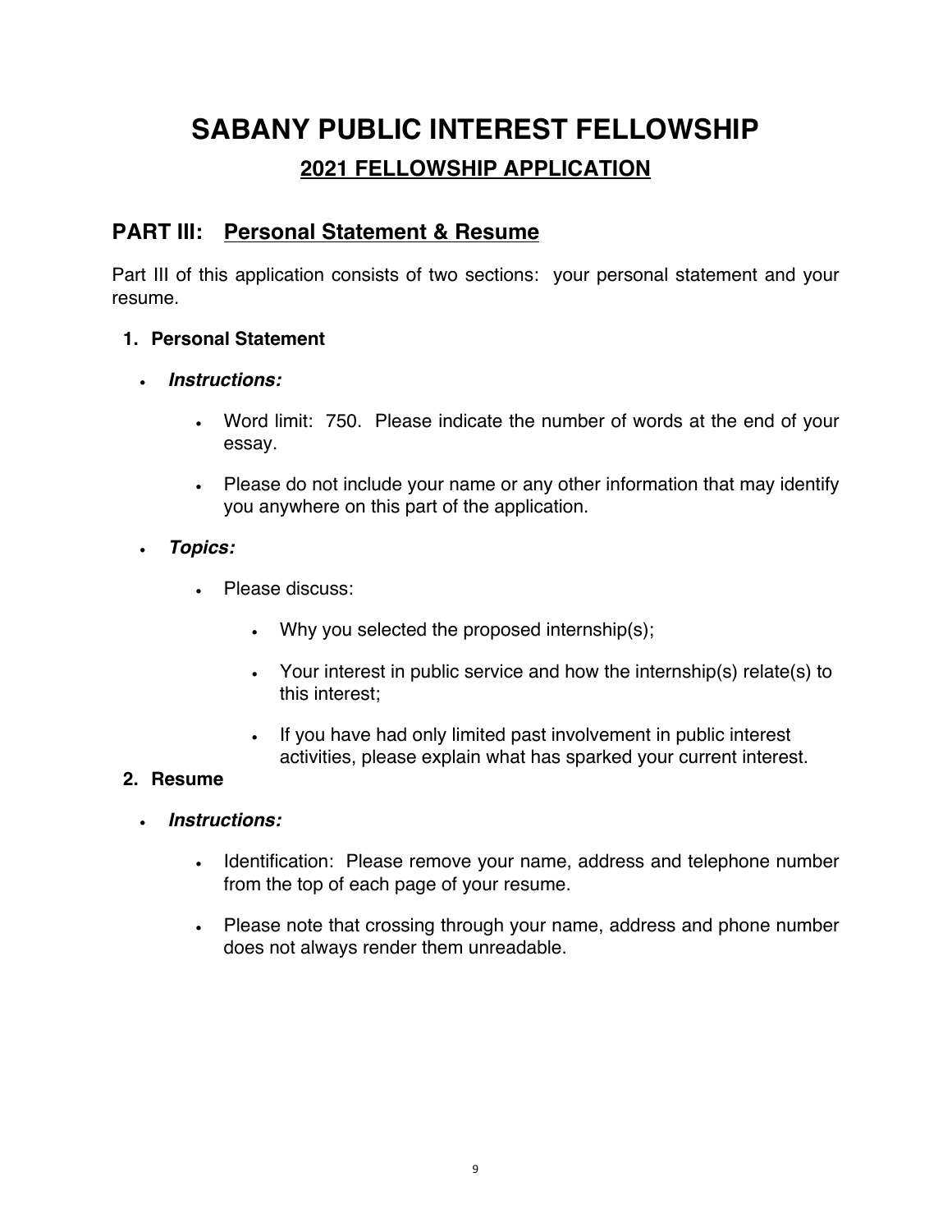# SABANY PUBLIC INTEREST FELLOWSHIP

## 2021 FELLOWSHIP APPLICATION

## PART III: Personal Statement & Resume

Part III of this application consists of two sections: your personal statement and your resume.

1. **Personal Statement**

- ***Instructions:***
  - Word limit: 750. Please indicate the number of words at the end of your essay.
  - Please do not include your name or any other information that may identify you anywhere on this part of the application.
- ***Topics:***
  - Please discuss:
    - Why you selected the proposed internship(s);
    - Your interest in public service and how the internship(s) relate(s) to this interest;
    - If you have had only limited past involvement in public interest activities, please explain what has sparked your current interest.

2. **Resume**

- ***Instructions:***
  - Identification: Please remove your name, address and telephone number from the top of each page of your resume.
  - Please note that crossing through your name, address and phone number does not always render them unreadable.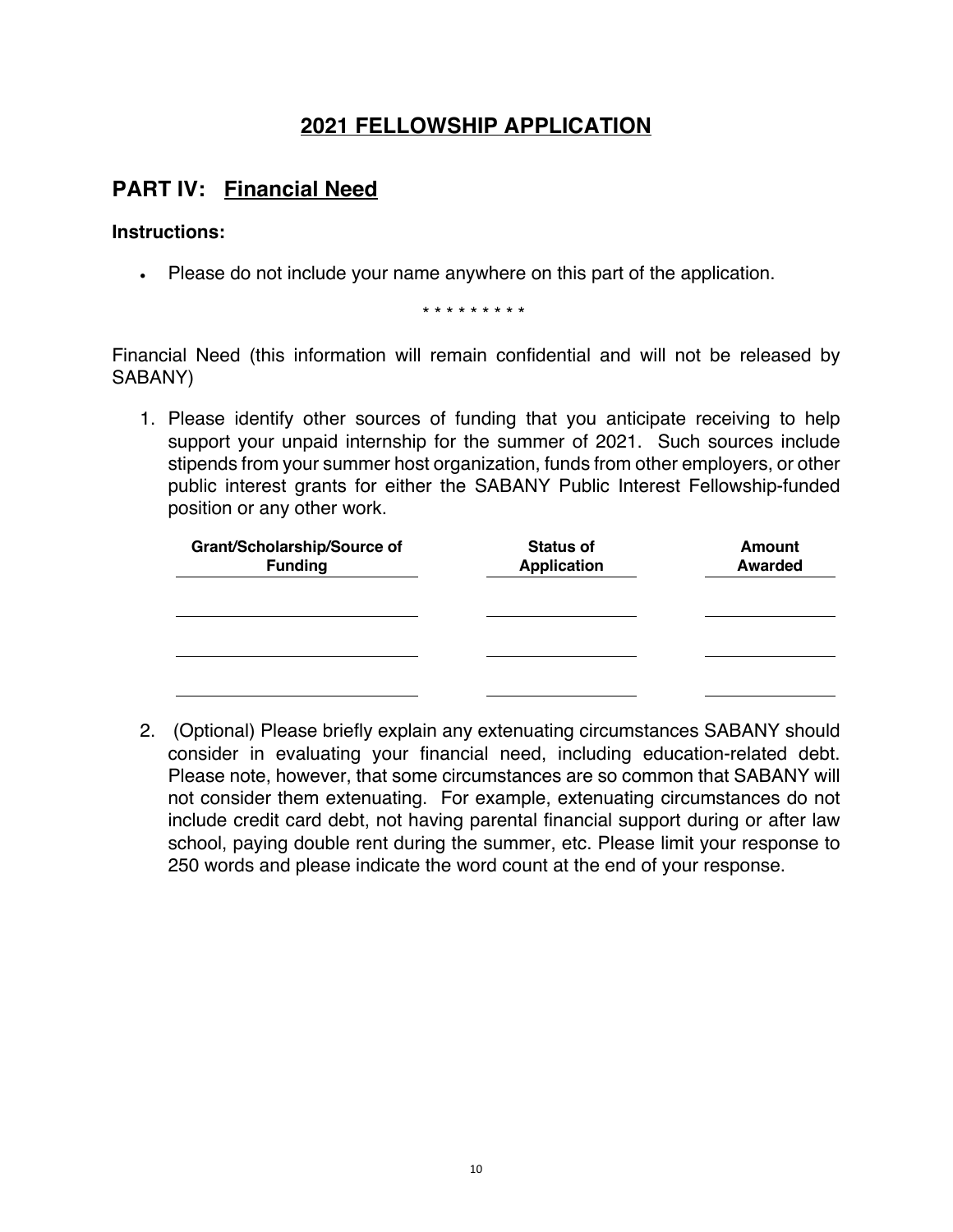# 2021 FELLOWSHIP APPLICATION

## PART IV: Financial Need

**Instructions:**

- Please do not include your name anywhere on this part of the application.

\* \* \* \* \* \* \* \* \* \*

Financial Need (this information will remain confidential and will not be released by SABANY)

1. Please identify other sources of funding that you anticipate receiving to help support your unpaid internship for the summer of 2021. Such sources include stipends from your summer host organization, funds from other employers, or other public interest grants for either the SABANY Public Interest Fellowship-funded position or any other work.

| Grant/Scholarship/Source of Funding | Status of Application | Amount Awarded |
|---|---|---|
| | | |
| | | |
| | | |

2. (Optional) Please briefly explain any extenuating circumstances SABANY should consider in evaluating your financial need, including education-related debt. Please note, however, that some circumstances are so common that SABANY will not consider them extenuating. For example, extenuating circumstances do not include credit card debt, not having parental financial support during or after law school, paying double rent during the summer, etc. Please limit your response to 250 words and please indicate the word count at the end of your response.